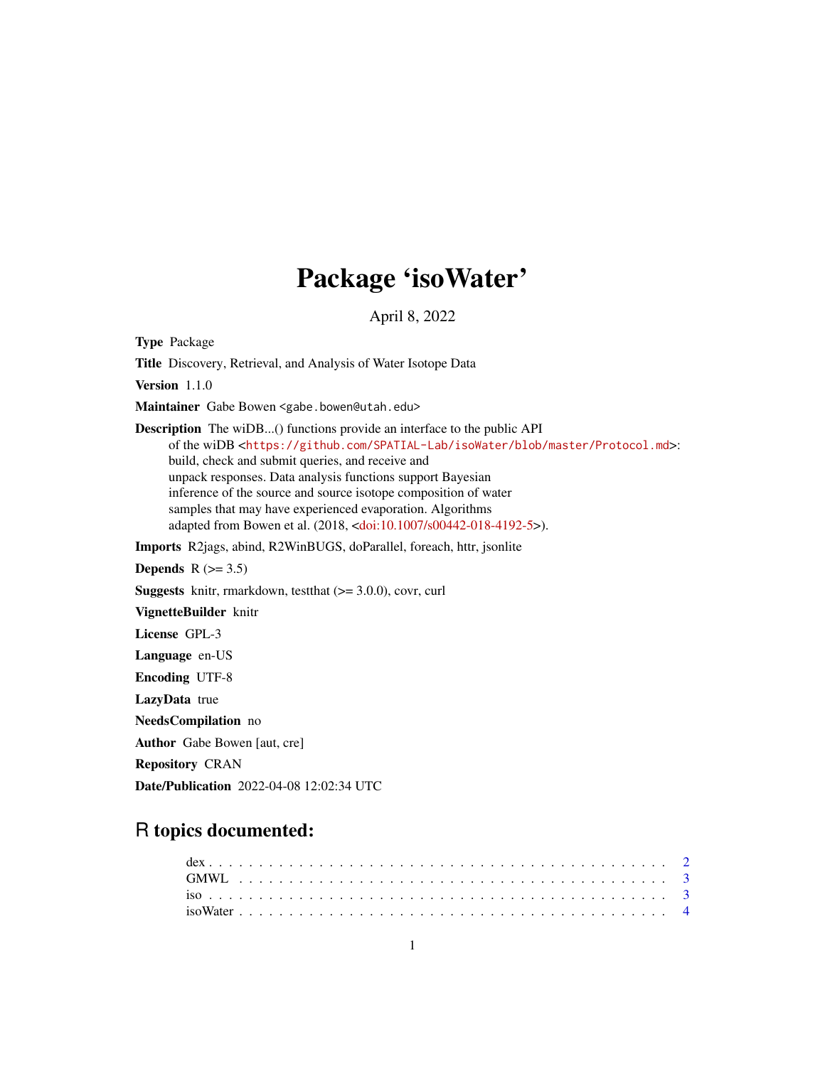# Package 'isoWater'

April 8, 2022

**Type** Package

**Title** Discovery, Retrieval, and Analysis of Water Isotope Data

**Version** 1.1.0

**Maintainer** Gabe Bowen <gabe.bowen@utah.edu>

**Description** The wiDB...() functions provide an interface to the public API of the wiDB <https://github.com/SPATIAL-Lab/isoWater/blob/master/Protocol.md>: build, check and submit queries, and receive and unpack responses. Data analysis functions support Bayesian inference of the source and source isotope composition of water samples that may have experienced evaporation. Algorithms adapted from Bowen et al. (2018, <doi:10.1007/s00442-018-4192-5>).

**Imports** R2jags, abind, R2WinBUGS, doParallel, foreach, httr, jsonlite

**Depends** R (>= 3.5)

**Suggests** knitr, rmarkdown, testthat (>= 3.0.0), covr, curl

**VignetteBuilder** knitr

**License** GPL-3

**Language** en-US

**Encoding** UTF-8

**LazyData** true

**NeedsCompilation** no

**Author** Gabe Bowen [aut, cre]

**Repository** CRAN

**Date/Publication** 2022-04-08 12:02:34 UTC

## R topics documented:

- dex . . . . . . . . . . . . . . . . . . . . . . . . . . . . . . . . . . . . . . . . . . 2
- GMWL . . . . . . . . . . . . . . . . . . . . . . . . . . . . . . . . . . . . . . . . . 3
- iso . . . . . . . . . . . . . . . . . . . . . . . . . . . . . . . . . . . . . . . . . . 3
- isoWater . . . . . . . . . . . . . . . . . . . . . . . . . . . . . . . . . . . . . . . 4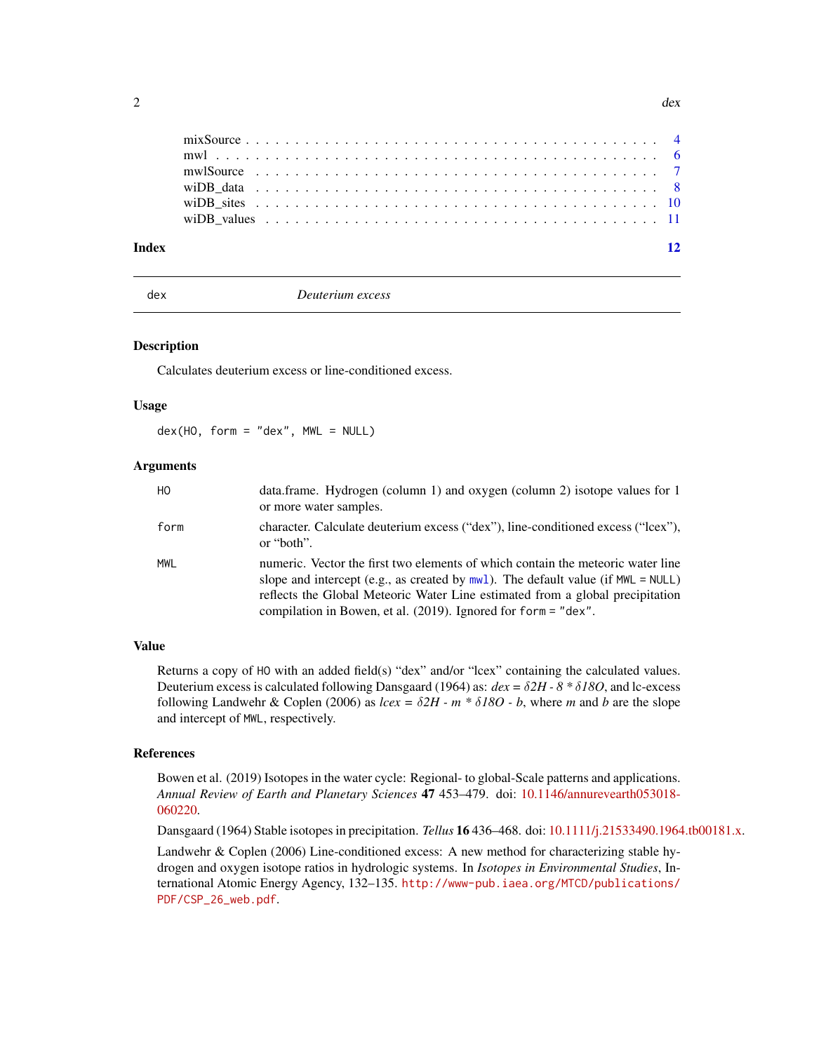| | |
|---|---|
| mixSource | 4 |
| mwl | 6 |
| mwlSource | 7 |
| wiDB_data | 8 |
| wiDB_sites | 10 |
| wiDB_values | 11 |

**Index** **12**

---

## dex — *Deuterium excess*

### Description

Calculates deuterium excess or line-conditioned excess.

### Usage

```
dex(HO, form = "dex", MWL = NULL)
```

### Arguments

| | |
|---|---|
| `HO` | data.frame. Hydrogen (column 1) and oxygen (column 2) isotope values for 1 or more water samples. |
| `form` | character. Calculate deuterium excess ("dex"), line-conditioned excess ("lcex"), or "both". |
| `MWL` | numeric. Vector the first two elements of which contain the meteoric water line slope and intercept (e.g., as created by `mwl`). The default value (if `MWL = NULL`) reflects the Global Meteoric Water Line estimated from a global precipitation compilation in Bowen, et al. (2019). Ignored for `form = "dex"`. |

### Value

Returns a copy of `HO` with an added field(s) "dex" and/or "lcex" containing the calculated values. Deuterium excess is calculated following Dansgaard (1964) as: $dex = \delta 2H - 8 * \delta 18O$, and lc-excess following Landwehr & Coplen (2006) as $lcex = \delta 2H - m * \delta 18O - b$, where $m$ and $b$ are the slope and intercept of `MWL`, respectively.

### References

Bowen et al. (2019) Isotopes in the water cycle: Regional- to global-Scale patterns and applications. *Annual Review of Earth and Planetary Sciences* **47** 453–479. doi: 10.1146/annurevearth053018-060220.

Dansgaard (1964) Stable isotopes in precipitation. *Tellus* **16** 436–468. doi: 10.1111/j.21533490.1964.tb00181.x.

Landwehr & Coplen (2006) Line-conditioned excess: A new method for characterizing stable hydrogen and oxygen isotope ratios in hydrologic systems. In *Isotopes in Environmental Studies*, International Atomic Energy Agency, 132–135. `http://www-pub.iaea.org/MTCD/publications/PDF/CSP_26_web.pdf`.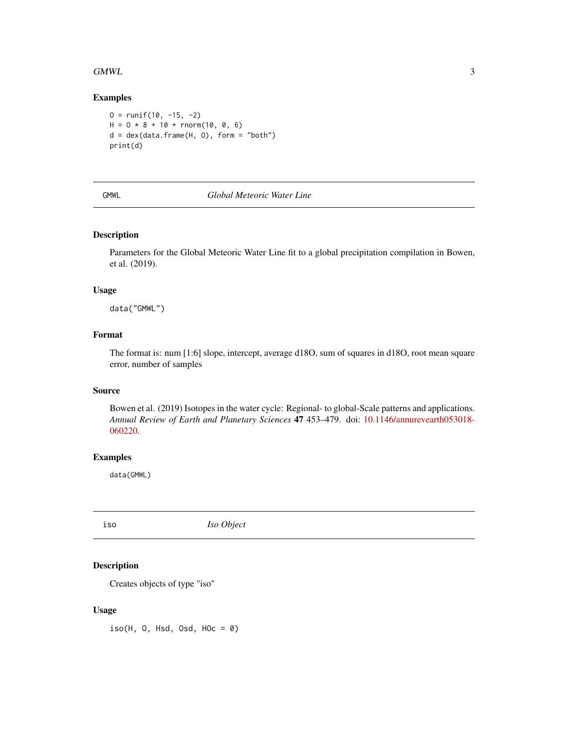### Examples

```
O = runif(10, -15, -2)
H = O * 8 + 10 + rnorm(10, 0, 6)
d = dex(data.frame(H, O), form = "both")
print(d)
```

---

## GMWL *Global Meteoric Water Line*

---

### Description

Parameters for the Global Meteoric Water Line fit to a global precipitation compilation in Bowen, et al. (2019).

### Usage

```
data("GMWL")
```

### Format

The format is: num [1:6] slope, intercept, average d18O, sum of squares in d18O, root mean square error, number of samples

### Source

Bowen et al. (2019) Isotopes in the water cycle: Regional- to global-Scale patterns and applications. *Annual Review of Earth and Planetary Sciences* **47** 453–479. doi: 10.1146/annurevearth053018-060220.

### Examples

```
data(GMWL)
```

---

## iso *Iso Object*

---

### Description

Creates objects of type "iso"

### Usage

```
iso(H, O, Hsd, Osd, HOc = 0)
```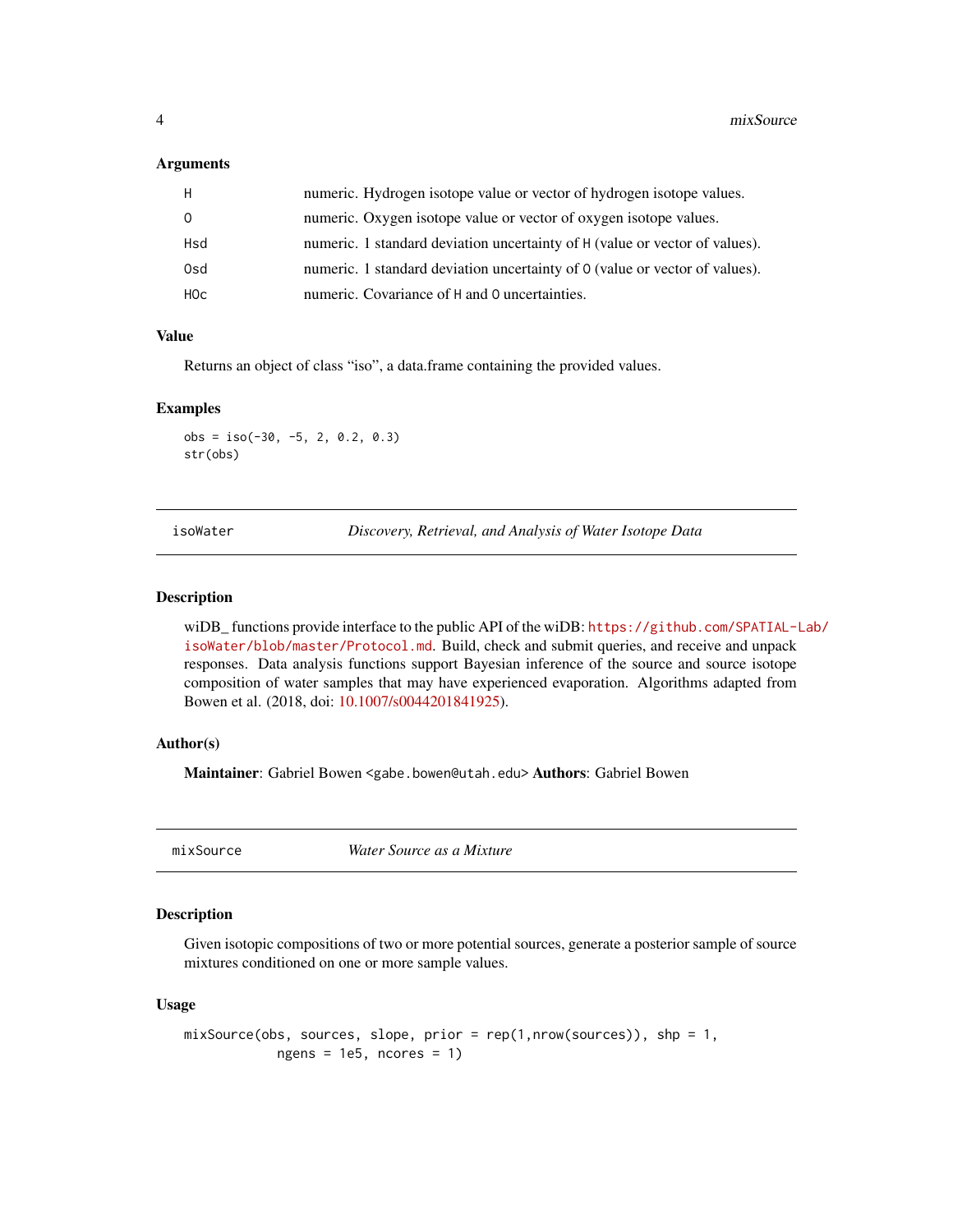### Arguments

| | |
|---|---|
| `H` | numeric. Hydrogen isotope value or vector of hydrogen isotope values. |
| `O` | numeric. Oxygen isotope value or vector of oxygen isotope values. |
| `Hsd` | numeric. 1 standard deviation uncertainty of `H` (value or vector of values). |
| `Osd` | numeric. 1 standard deviation uncertainty of `O` (value or vector of values). |
| `HOc` | numeric. Covariance of `H` and `O` uncertainties. |

### Value

Returns an object of class "iso", a data.frame containing the provided values.

### Examples

```
obs = iso(-30, -5, 2, 0.2, 0.3)
str(obs)
```

---

## `isoWater` — *Discovery, Retrieval, and Analysis of Water Isotope Data*

---

### Description

wiDB_ functions provide interface to the public API of the wiDB: https://github.com/SPATIAL-Lab/isoWater/blob/master/Protocol.md. Build, check and submit queries, and receive and unpack responses. Data analysis functions support Bayesian inference of the source and source isotope composition of water samples that may have experienced evaporation. Algorithms adapted from Bowen et al. (2018, doi: 10.1007/s0044201841925).

### Author(s)

**Maintainer**: Gabriel Bowen <gabe.bowen@utah.edu> **Authors**: Gabriel Bowen

---

## `mixSource` — *Water Source as a Mixture*

---

### Description

Given isotopic compositions of two or more potential sources, generate a posterior sample of source mixtures conditioned on one or more sample values.

### Usage

```
mixSource(obs, sources, slope, prior = rep(1,nrow(sources)), shp = 1,
          ngens = 1e5, ncores = 1)
```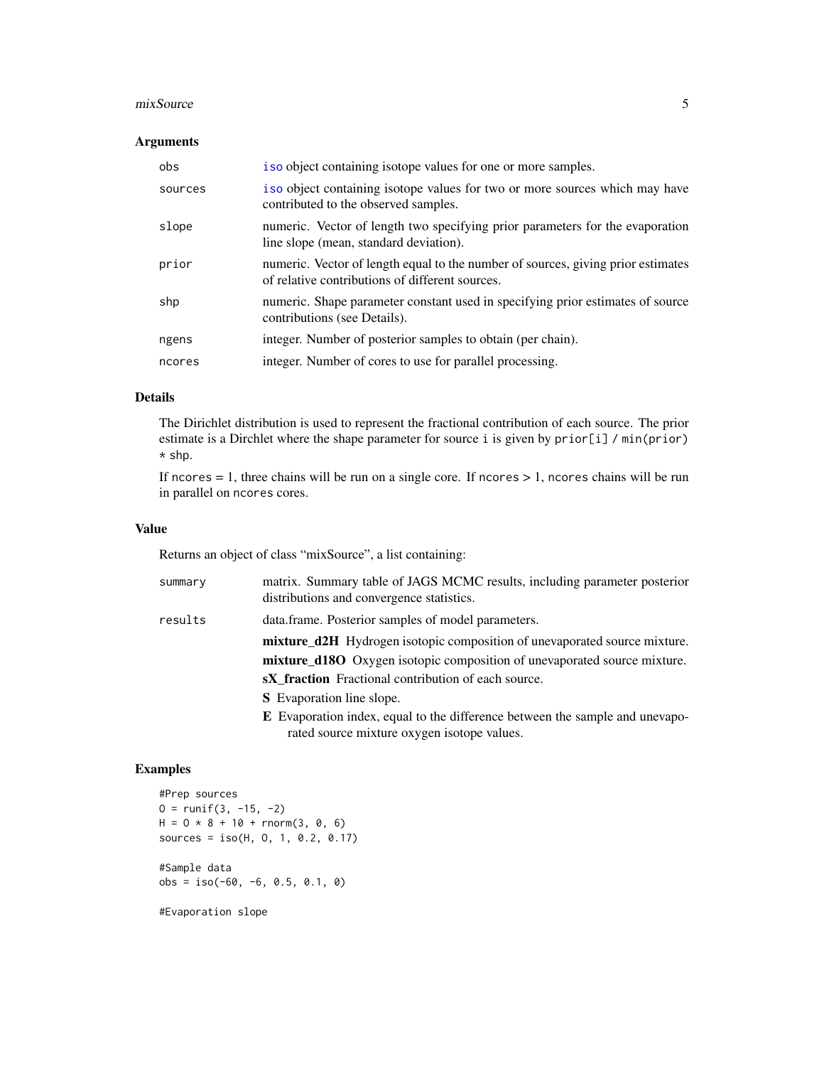## Arguments

| | |
|---|---|
| obs | iso object containing isotope values for one or more samples. |
| sources | iso object containing isotope values for two or more sources which may have contributed to the observed samples. |
| slope | numeric. Vector of length two specifying prior parameters for the evaporation line slope (mean, standard deviation). |
| prior | numeric. Vector of length equal to the number of sources, giving prior estimates of relative contributions of different sources. |
| shp | numeric. Shape parameter constant used in specifying prior estimates of source contributions (see Details). |
| ngens | integer. Number of posterior samples to obtain (per chain). |
| ncores | integer. Number of cores to use for parallel processing. |

## Details

The Dirichlet distribution is used to represent the fractional contribution of each source. The prior estimate is a Dirchlet where the shape parameter for source i is given by `prior[i] / min(prior) * shp`.

If `ncores` = 1, three chains will be run on a single core. If `ncores` > 1, `ncores` chains will be run in parallel on `ncores` cores.

## Value

Returns an object of class "mixSource", a list containing:

| | |
|---|---|
| summary | matrix. Summary table of JAGS MCMC results, including parameter posterior distributions and convergence statistics. |
| results | data.frame. Posterior samples of model parameters. |

- **mixture_d2H** Hydrogen isotopic composition of unevaporated source mixture.
- **mixture_d18O** Oxygen isotopic composition of unevaporated source mixture.
- **sX_fraction** Fractional contribution of each source.
- **S** Evaporation line slope.
- **E** Evaporation index, equal to the difference between the sample and unevaporated source mixture oxygen isotope values.

## Examples

```
#Prep sources
O = runif(3, -15, -2)
H = O * 8 + 10 + rnorm(3, 0, 6)
sources = iso(H, O, 1, 0.2, 0.17)

#Sample data
obs = iso(-60, -6, 0.5, 0.1, 0)

#Evaporation slope
```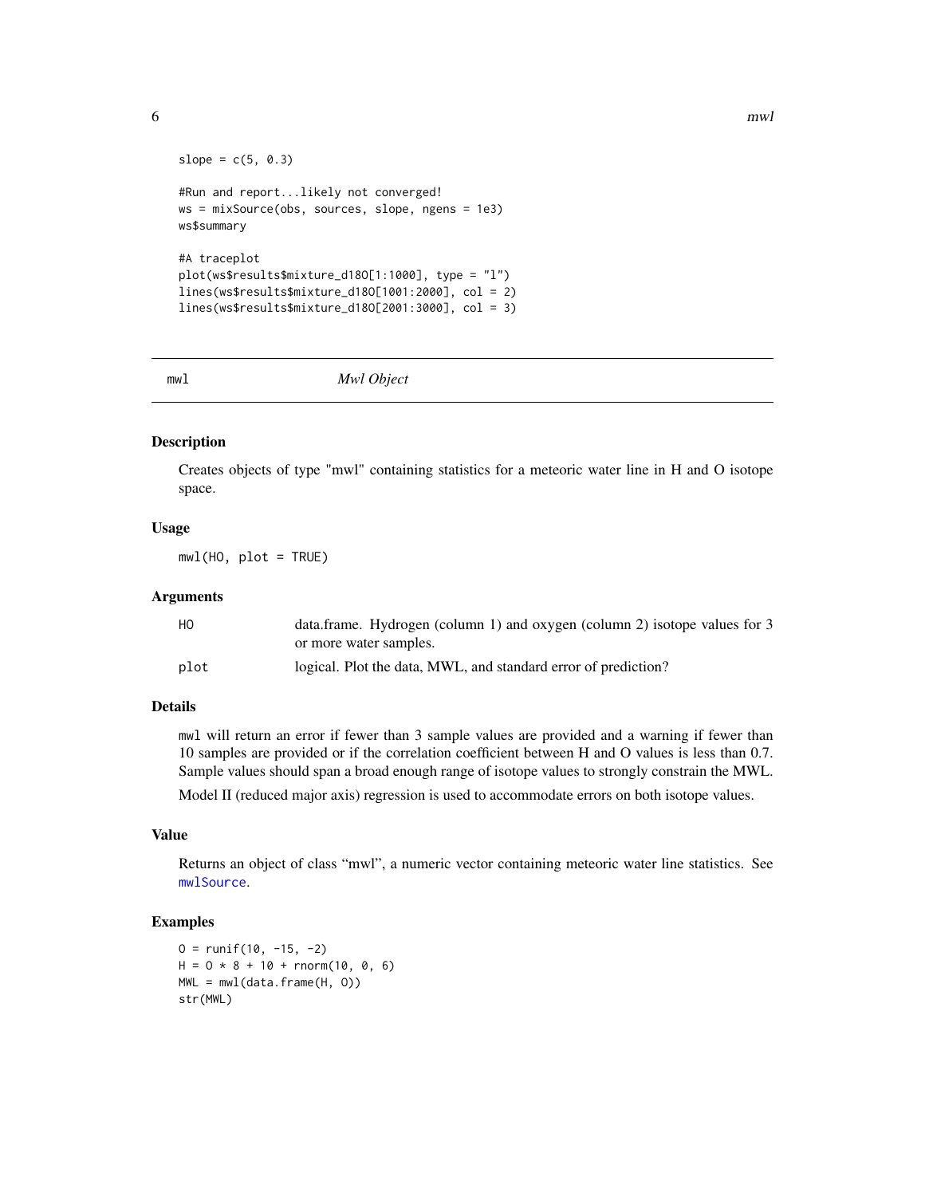```
slope = c(5, 0.3)

#Run and report...likely not converged!
ws = mixSource(obs, sources, slope, ngens = 1e3)
ws$summary

#A traceplot
plot(ws$results$mixture_d18O[1:1000], type = "l")
lines(ws$results$mixture_d18O[1001:2000], col = 2)
lines(ws$results$mixture_d18O[2001:3000], col = 3)
```

---

## mwl — *Mwl Object*

---

### Description

Creates objects of type "mwl" containing statistics for a meteoric water line in H and O isotope space.

### Usage

```
mwl(HO, plot = TRUE)
```

### Arguments

| | |
|---|---|
| HO | data.frame. Hydrogen (column 1) and oxygen (column 2) isotope values for 3 or more water samples. |
| plot | logical. Plot the data, MWL, and standard error of prediction? |

### Details

`mwl` will return an error if fewer than 3 sample values are provided and a warning if fewer than 10 samples are provided or if the correlation coefficient between H and O values is less than 0.7. Sample values should span a broad enough range of isotope values to strongly constrain the MWL.

Model II (reduced major axis) regression is used to accommodate errors on both isotope values.

### Value

Returns an object of class "mwl", a numeric vector containing meteoric water line statistics. See `mwlSource`.

### Examples

```
O = runif(10, -15, -2)
H = O * 8 + 10 + rnorm(10, 0, 6)
MWL = mwl(data.frame(H, O))
str(MWL)
```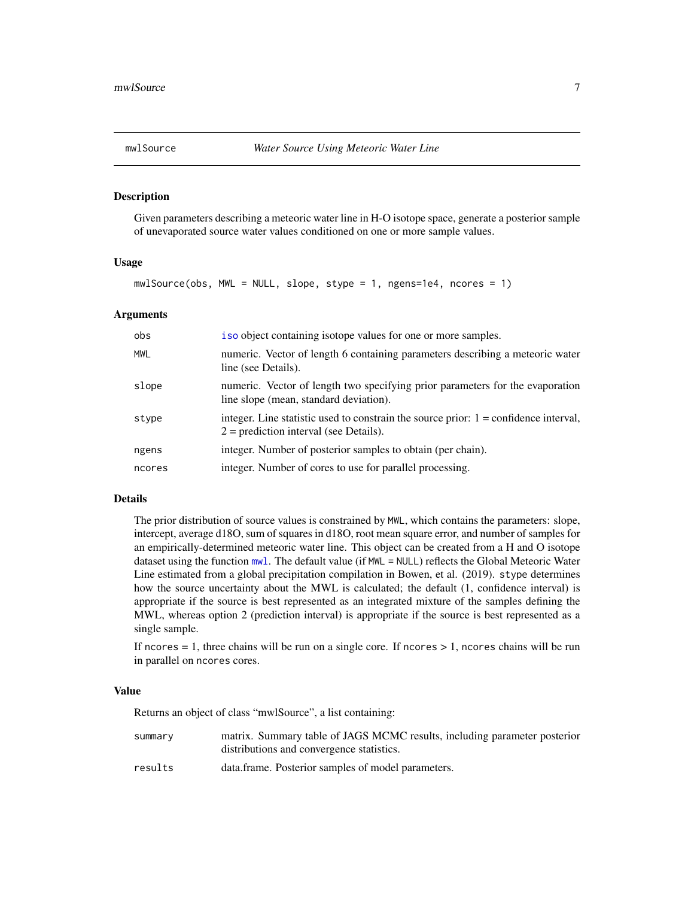## mwlSource — *Water Source Using Meteoric Water Line*

### Description

Given parameters describing a meteoric water line in H-O isotope space, generate a posterior sample of unevaporated source water values conditioned on one or more sample values.

### Usage

```
mwlSource(obs, MWL = NULL, slope, stype = 1, ngens=1e4, ncores = 1)
```

### Arguments

| | |
|---|---|
| `obs` | `iso` object containing isotope values for one or more samples. |
| `MWL` | numeric. Vector of length 6 containing parameters describing a meteoric water line (see Details). |
| `slope` | numeric. Vector of length two specifying prior parameters for the evaporation line slope (mean, standard deviation). |
| `stype` | integer. Line statistic used to constrain the source prior: 1 = confidence interval, 2 = prediction interval (see Details). |
| `ngens` | integer. Number of posterior samples to obtain (per chain). |
| `ncores` | integer. Number of cores to use for parallel processing. |

### Details

The prior distribution of source values is constrained by `MWL`, which contains the parameters: slope, intercept, average d18O, sum of squares in d18O, root mean square error, and number of samples for an empirically-determined meteoric water line. This object can be created from a H and O isotope dataset using the function `mwl`. The default value (if `MWL = NULL`) reflects the Global Meteoric Water Line estimated from a global precipitation compilation in Bowen, et al. (2019). `stype` determines how the source uncertainty about the MWL is calculated; the default (1, confidence interval) is appropriate if the source is best represented as an integrated mixture of the samples defining the MWL, whereas option 2 (prediction interval) is appropriate if the source is best represented as a single sample.

If `ncores` = 1, three chains will be run on a single core. If `ncores` > 1, `ncores` chains will be run in parallel on `ncores` cores.

### Value

Returns an object of class "mwlSource", a list containing:

| | |
|---|---|
| `summary` | matrix. Summary table of JAGS MCMC results, including parameter posterior distributions and convergence statistics. |
| `results` | data.frame. Posterior samples of model parameters. |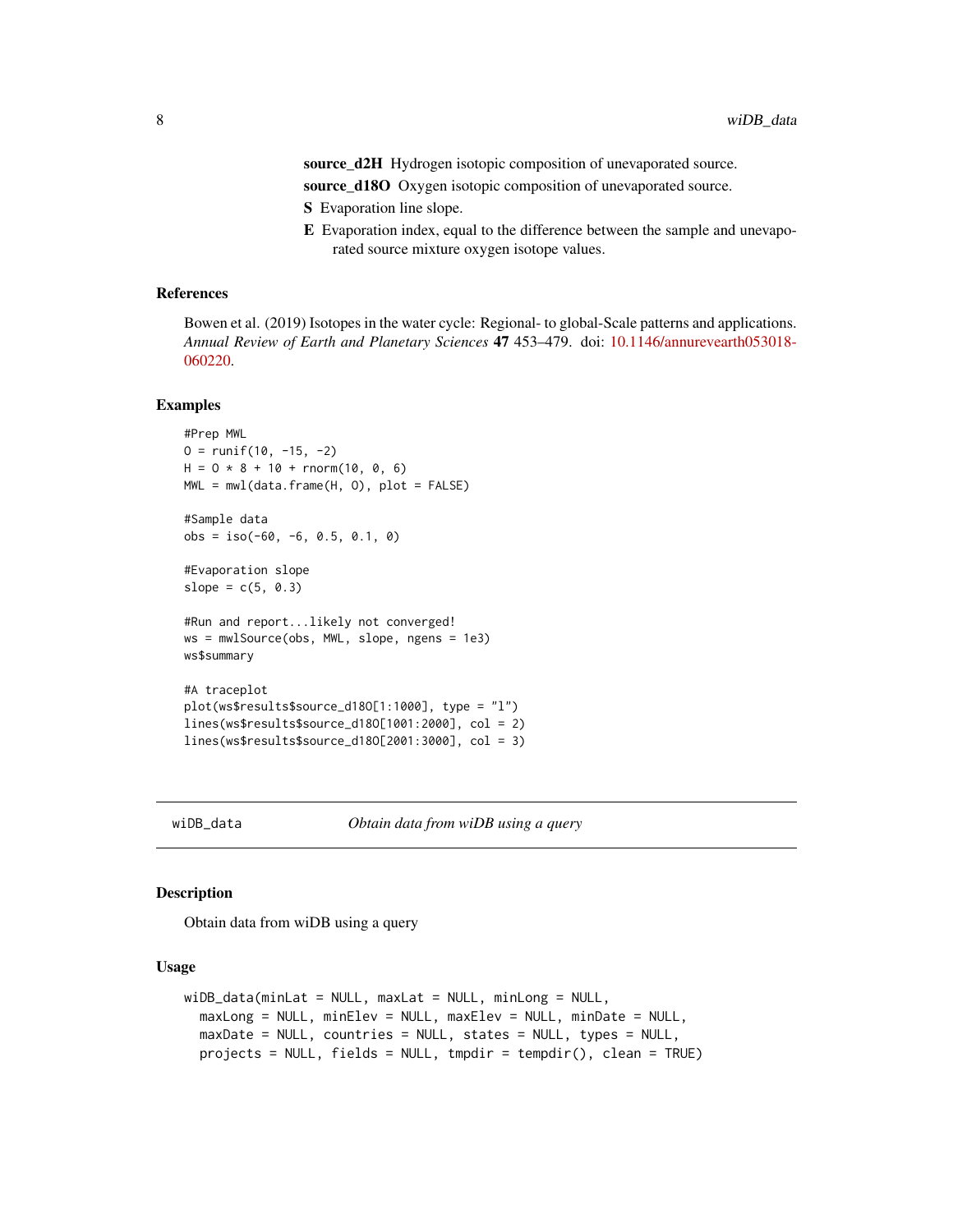**source_d2H** Hydrogen isotopic composition of unevaporated source.

**source_d18O** Oxygen isotopic composition of unevaporated source.

**S** Evaporation line slope.

**E** Evaporation index, equal to the difference between the sample and unevaporated source mixture oxygen isotope values.

### References

Bowen et al. (2019) Isotopes in the water cycle: Regional- to global-Scale patterns and applications. *Annual Review of Earth and Planetary Sciences* **47** 453–479. doi: 10.1146/annurevearth053018-060220.

### Examples

```
#Prep MWL
O = runif(10, -15, -2)
H = O * 8 + 10 + rnorm(10, 0, 6)
MWL = mwl(data.frame(H, O), plot = FALSE)

#Sample data
obs = iso(-60, -6, 0.5, 0.1, 0)

#Evaporation slope
slope = c(5, 0.3)

#Run and report...likely not converged!
ws = mwlSource(obs, MWL, slope, ngens = 1e3)
ws$summary

#A traceplot
plot(ws$results$source_d18O[1:1000], type = "l")
lines(ws$results$source_d18O[1001:2000], col = 2)
lines(ws$results$source_d18O[2001:3000], col = 3)
```

---

## wiDB_data — *Obtain data from wiDB using a query*

### Description

Obtain data from wiDB using a query

### Usage

```
wiDB_data(minLat = NULL, maxLat = NULL, minLong = NULL,
  maxLong = NULL, minElev = NULL, maxElev = NULL, minDate = NULL,
  maxDate = NULL, countries = NULL, states = NULL, types = NULL,
  projects = NULL, fields = NULL, tmpdir = tempdir(), clean = TRUE)
```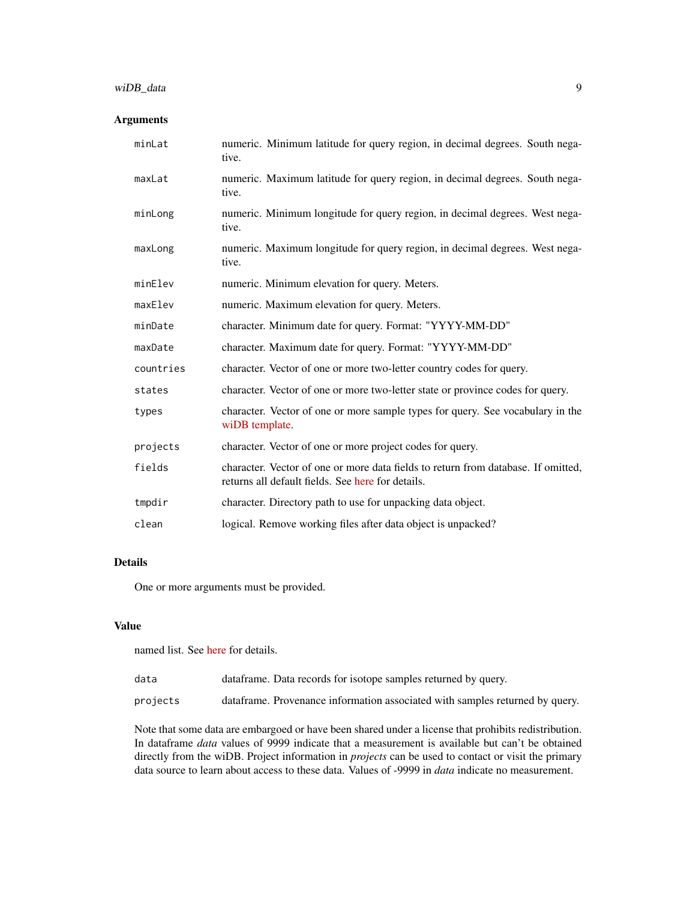### Arguments

| | |
|---|---|
| `minLat` | numeric. Minimum latitude for query region, in decimal degrees. South negative. |
| `maxLat` | numeric. Maximum latitude for query region, in decimal degrees. South negative. |
| `minLong` | numeric. Minimum longitude for query region, in decimal degrees. West negative. |
| `maxLong` | numeric. Maximum longitude for query region, in decimal degrees. West negative. |
| `minElev` | numeric. Minimum elevation for query. Meters. |
| `maxElev` | numeric. Maximum elevation for query. Meters. |
| `minDate` | character. Minimum date for query. Format: "YYYY-MM-DD" |
| `maxDate` | character. Maximum date for query. Format: "YYYY-MM-DD" |
| `countries` | character. Vector of one or more two-letter country codes for query. |
| `states` | character. Vector of one or more two-letter state or province codes for query. |
| `types` | character. Vector of one or more sample types for query. See vocabulary in the wiDB template. |
| `projects` | character. Vector of one or more project codes for query. |
| `fields` | character. Vector of one or more data fields to return from database. If omitted, returns all default fields. See here for details. |
| `tmpdir` | character. Directory path to use for unpacking data object. |
| `clean` | logical. Remove working files after data object is unpacked? |

### Details

One or more arguments must be provided.

### Value

named list. See here for details.

| | |
|---|---|
| `data` | dataframe. Data records for isotope samples returned by query. |
| `projects` | dataframe. Provenance information associated with samples returned by query. |

Note that some data are embargoed or have been shared under a license that prohibits redistribution. In dataframe *data* values of 9999 indicate that a measurement is available but can't be obtained directly from the wiDB. Project information in *projects* can be used to contact or visit the primary data source to learn about access to these data. Values of -9999 in *data* indicate no measurement.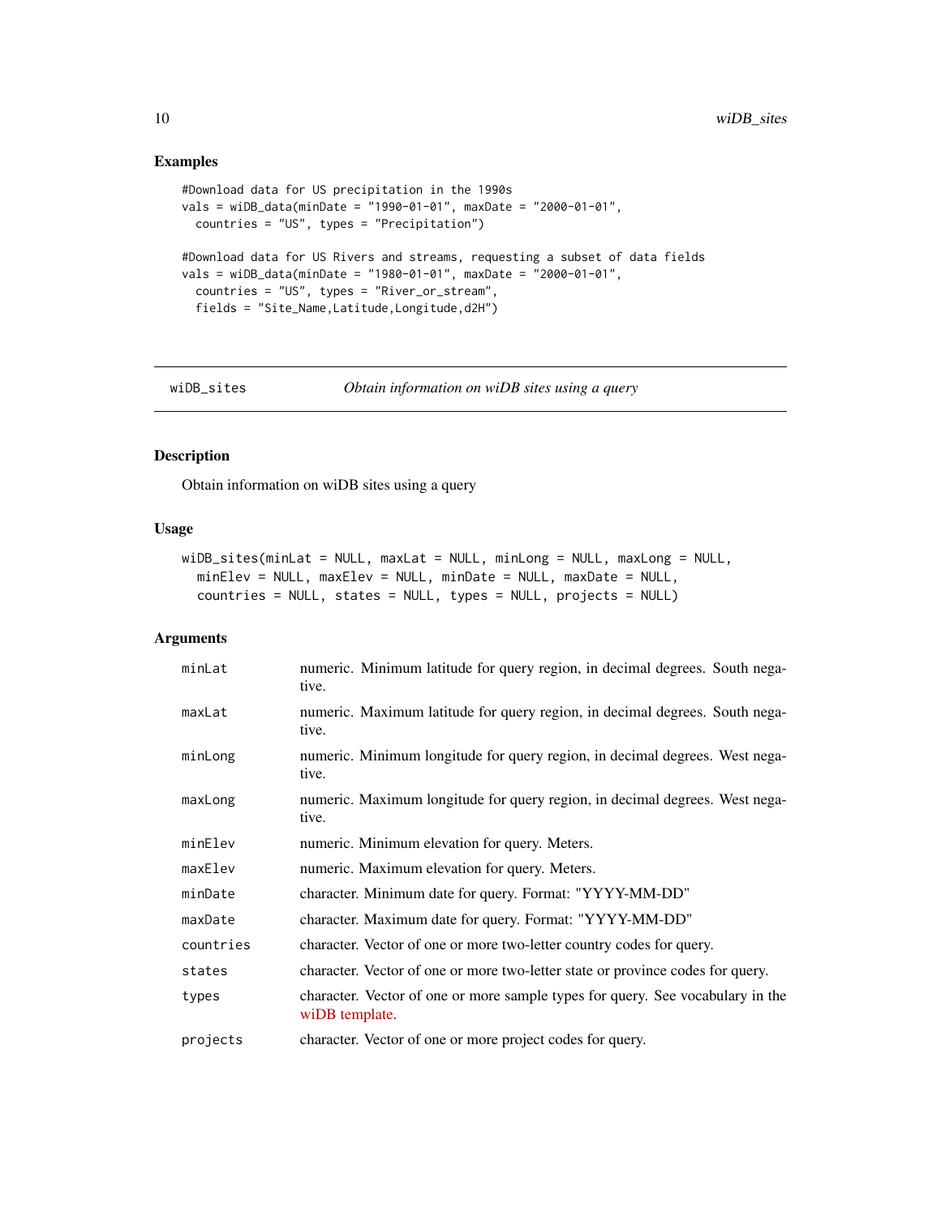## Examples

```
#Download data for US precipitation in the 1990s
vals = wiDB_data(minDate = "1990-01-01", maxDate = "2000-01-01",
  countries = "US", types = "Precipitation")

#Download data for US Rivers and streams, requesting a subset of data fields
vals = wiDB_data(minDate = "1980-01-01", maxDate = "2000-01-01",
  countries = "US", types = "River_or_stream",
  fields = "Site_Name,Latitude,Longitude,d2H")
```

---

# wiDB_sites — *Obtain information on wiDB sites using a query*

## Description

Obtain information on wiDB sites using a query

## Usage

```
wiDB_sites(minLat = NULL, maxLat = NULL, minLong = NULL, maxLong = NULL,
  minElev = NULL, maxElev = NULL, minDate = NULL, maxDate = NULL,
  countries = NULL, states = NULL, types = NULL, projects = NULL)
```

## Arguments

| | |
|---|---|
| minLat | numeric. Minimum latitude for query region, in decimal degrees. South negative. |
| maxLat | numeric. Maximum latitude for query region, in decimal degrees. South negative. |
| minLong | numeric. Minimum longitude for query region, in decimal degrees. West negative. |
| maxLong | numeric. Maximum longitude for query region, in decimal degrees. West negative. |
| minElev | numeric. Minimum elevation for query. Meters. |
| maxElev | numeric. Maximum elevation for query. Meters. |
| minDate | character. Minimum date for query. Format: "YYYY-MM-DD" |
| maxDate | character. Maximum date for query. Format: "YYYY-MM-DD" |
| countries | character. Vector of one or more two-letter country codes for query. |
| states | character. Vector of one or more two-letter state or province codes for query. |
| types | character. Vector of one or more sample types for query. See vocabulary in the wiDB template. |
| projects | character. Vector of one or more project codes for query. |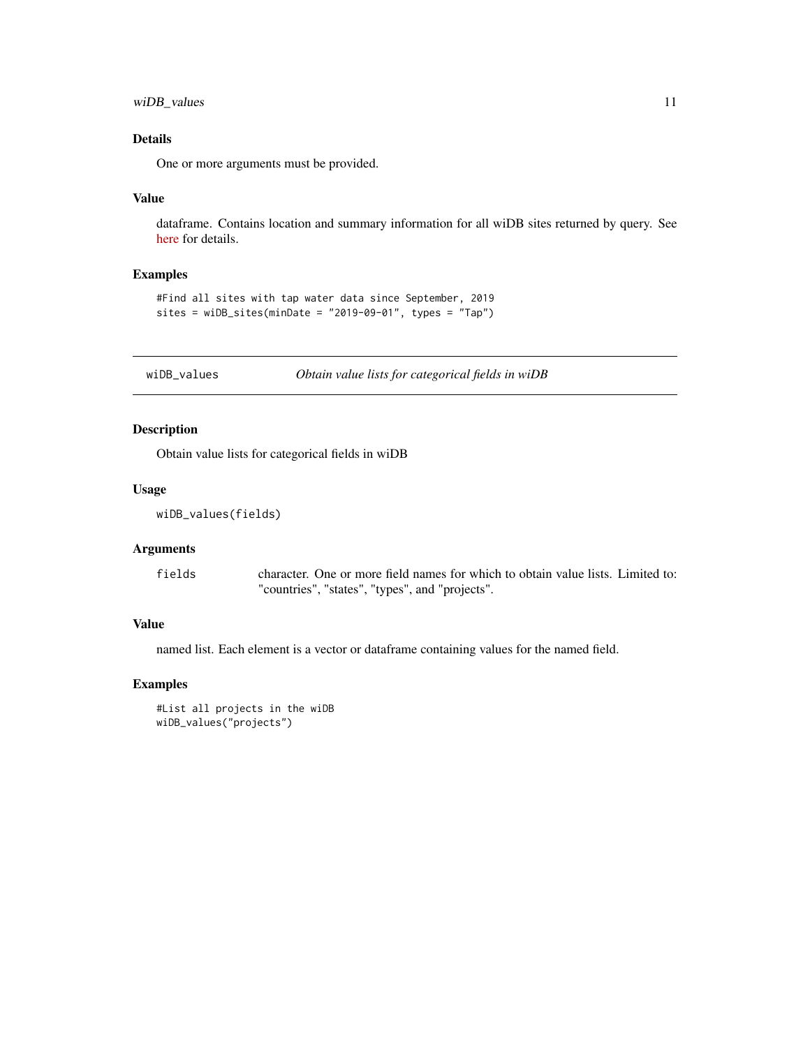### Details

One or more arguments must be provided.

### Value

dataframe. Contains location and summary information for all wiDB sites returned by query. See here for details.

### Examples

```
#Find all sites with tap water data since September, 2019
sites = wiDB_sites(minDate = "2019-09-01", types = "Tap")
```

---

## wiDB_values — *Obtain value lists for categorical fields in wiDB*

### Description

Obtain value lists for categorical fields in wiDB

### Usage

```
wiDB_values(fields)
```

### Arguments

| | |
|---|---|
| `fields` | character. One or more field names for which to obtain value lists. Limited to: "countries", "states", "types", and "projects". |

### Value

named list. Each element is a vector or dataframe containing values for the named field.

### Examples

```
#List all projects in the wiDB
wiDB_values("projects")
```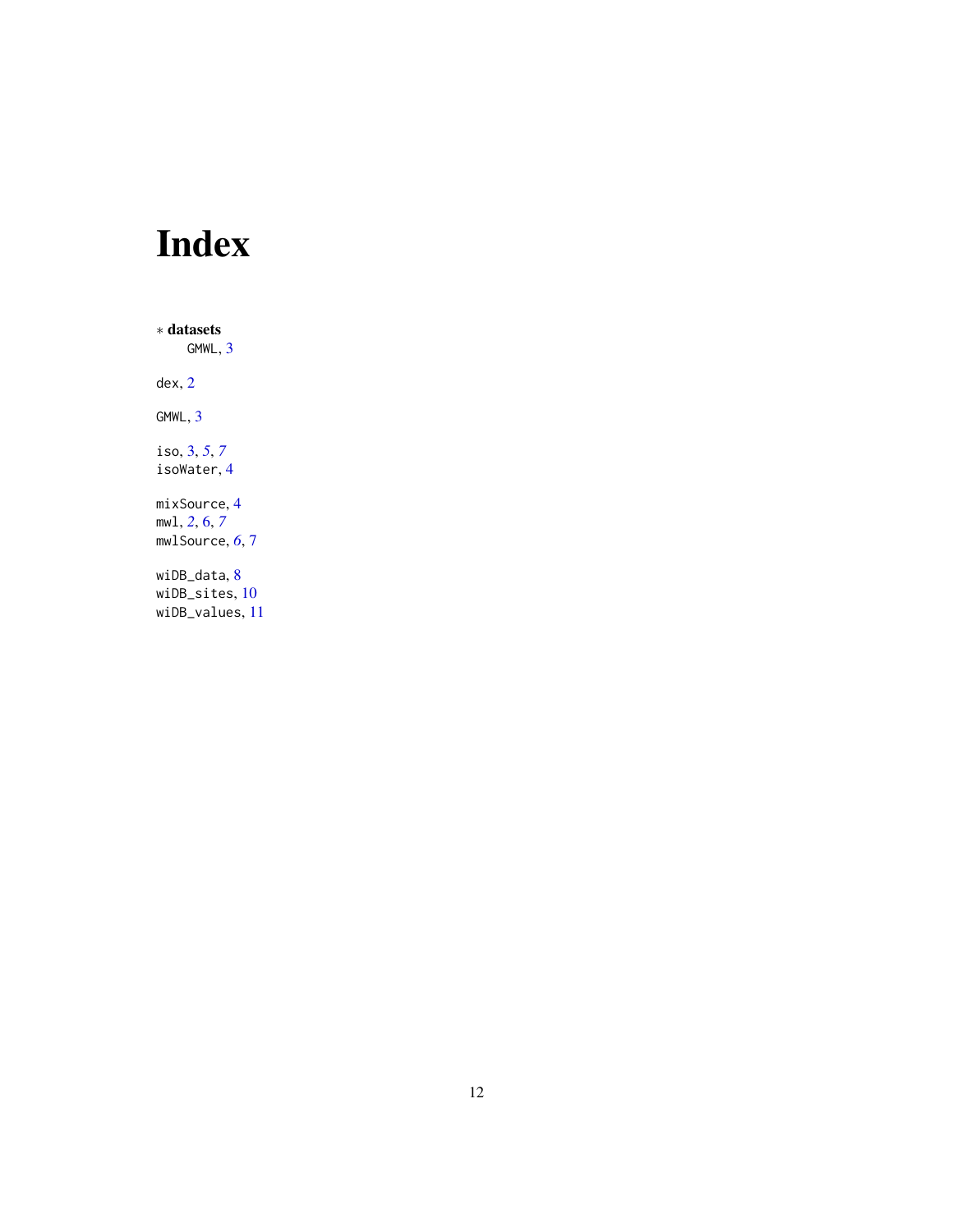# Index

∗ **datasets**
    GMWL, 3

dex, 2

GMWL, 3

iso, 3, *5*, *7*
isoWater, 4

mixSource, 4
mwl, *2*, 6, *7*
mwlSource, *6*, 7

wiDB_data, 8
wiDB_sites, 10
wiDB_values, 11